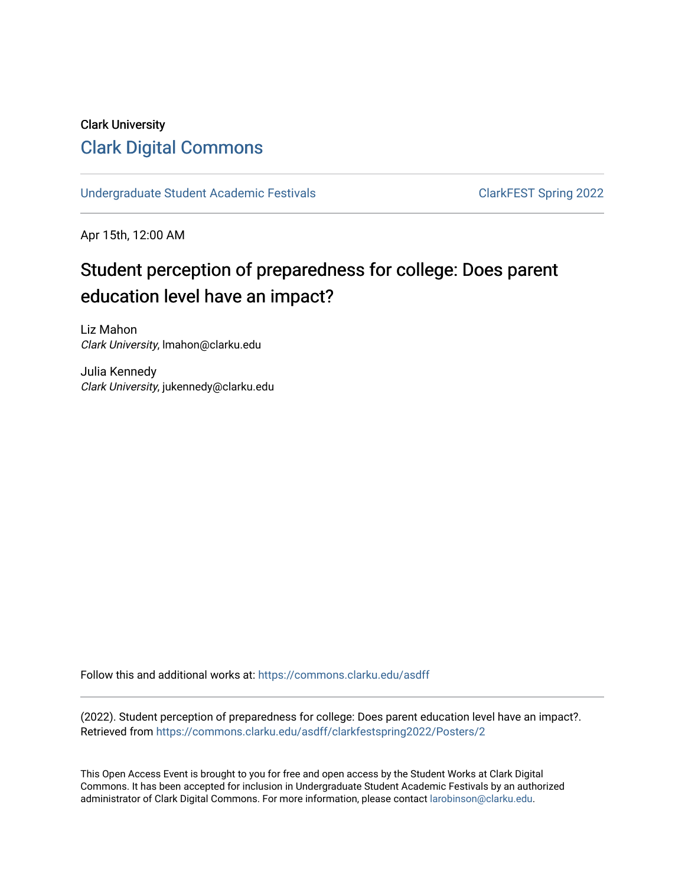Clark University

# Clark Digital Commons

Undergraduate Student Academic Festivals | ClarkFEST Spring 2022

Apr 15th, 12:00 AM

## Student perception of preparedness for college: Does parent education level have an impact?

Liz Mahon
*Clark University*, lmahon@clarku.edu

Julia Kennedy
*Clark University*, jukennedy@clarku.edu

Follow this and additional works at: https://commons.clarku.edu/asdff

(2022). Student perception of preparedness for college: Does parent education level have an impact?. Retrieved from https://commons.clarku.edu/asdff/clarkfestspring2022/Posters/2

This Open Access Event is brought to you for free and open access by the Student Works at Clark Digital Commons. It has been accepted for inclusion in Undergraduate Student Academic Festivals by an authorized administrator of Clark Digital Commons. For more information, please contact larobinson@clarku.edu.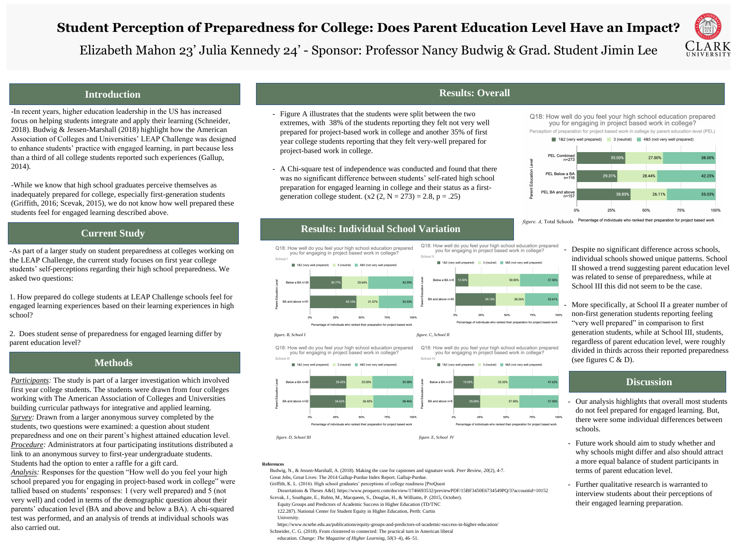# Student Perception of Preparedness for College: Does Parent Education Level Have an Impact?

Elizabeth Mahon 23' Julia Kennedy 24' - Sponsor: Professor Nancy Budwig & Grad. Student Jimin Lee

CLARK UNIVERSITY

## Introduction

-In recent years, higher education leadership in the US has increased focus on helping students integrate and apply their learning (Schneider, 2018). Budwig & Jessen-Marshall (2018) highlight how the American Association of Colleges and Universities' LEAP Challenge was designed to enhance students' practice with engaged learning, in part because less than a third of all college students reported such experiences (Gallup, 2014).

-While we know that high school graduates perceive themselves as inadequately prepared for college, especially first-generation students (Griffith, 2016; Scevak, 2015), we do not know how well prepared these students feel for engaged learning described above.

## Current Study

-As part of a larger study on student preparedness at colleges working on the LEAP Challenge, the current study focuses on first year college students' self-perceptions regarding their high school preparedness. We asked two questions:

1. How prepared do college students at LEAP Challenge schools feel for engaged learning experiences based on their learning experiences in high school?

2. Does student sense of preparedness for engaged learning differ by parent education level?

## Methods

*Participants:* The study is part of a larger investigation which involved first year college students. The students were drawn from four colleges working with The American Association of Colleges and Universities building curricular pathways for integrative and applied learning.
*Survey:* Drawn from a larger anonymous survey completed by the students, two questions were examined: a question about student preparedness and one on their parent's highest attained education level.
*Procedure:* Administrators at four participating institutions distributed a link to an anonymous survey to first-year undergraduate students. Students had the option to enter a raffle for a gift card.
*Analysis:* Responses for the question "How well do you feel your high school prepared you for engaging in project-based work in college" were tallied based on students' responses: 1 (very well prepared) and 5 (not very well) and coded in terms of the demographic question about their parents' education level (BA and above and below a BA). A chi-squared test was performed, and an analysis of trends at individual schools was also carried out.

## Results: Overall

- Figure A illustrates that the students were split between the two extremes, with 38% of the students reporting they felt not very well prepared for project-based work in college and another 35% of first year college students reporting that they felt very-well prepared for project-based work in college.

- A Chi-square test of independence was conducted and found that there was no significant difference between students' self-rated high school preparation for engaged learning in college and their status as a first-generation college student. ($\chi^2$ (2, N = 273) = 2.8, p = .25)

Q18: How well do you feel your high school education prepared you for engaging in project based work in college?
Perception of preparation for project based work in college by parent education level (PEL)
1&2 (very well prepared) | 3 (neutral) | 4&5 (not very well prepared)
Parent Education Level
PEL Combined n=273: 35.00% | 27.00% | 38.00%
PEL Below a BA n=116: 29.31% | 28.44% | 42.25%
PEL BA and above n=157: 38.85% | 26.11% | 35.03%
0% 25% 50% 75% 100%
Percentage of individuals who ranked their preparation for project based work

*figure. A.* Total Schools

## Results: Individual School Variation

Q18: How well do you feel your high school education prepared you for engaging in project based work in college?
School I
1&2 (very well prepared) | 3 (neutral) | 4&5 (not very well prepared)
Parent Education Level
Below a BA n=39: 30.77% | 25.64% | 43.59%
BA and above n=51: 45.10% | 21.57% | 33.33%
0% 25% 50% 75% 100%
Percentage of individuals who ranked their preparation for project based work

*figure. B, School I*

Q18: How well do you feel your high school education prepared you for engaging in project based work in college?
School II
1&2 (very well prepared) | 3 (neutral) | 4&5 (not very well prepared)
Parent Education Level
Below a BA n=8: 12.50% | 50.00% | 37.50%
BA and above n=46: 39.13% | 28.26% | 32.61%
0% 25% 50% 75% 100%
Percentage of individuals who ranked their preparation for project based work

*figure. C, School II*

Q18: How well do you feel your high school education prepared you for engaging in project based work in college?
School III
1&2 (very well prepared) | 3 (neutral) | 4&5 (not very well prepared)
Parent Education Level
Below a BA n=48: 35.42% | 25.00% | 39.58%
BA and above n=52: 34.62% | 26.92% | 38.46%
0% 25% 50% 75% 100%
Percentage of individuals who ranked their preparation for project based work

*figure. D, School III*

Q18: How well do you feel your high school education prepared you for engaging in project based work in college?
School IV
1&2 (very well prepared) | 3 (neutral) | 4&5 (not very well prepared)
Parent Education Level
Below a BA n=21: 19.05% | 33.33% | 47.62%
BA and above n=8: 25.00% | 37.50% | 37.50%
0% 25% 50% 75% 100%
Percentage of individuals who ranked their preparation for project based work

*figure. E, School IV*

- Despite no significant difference across schools, individual schools showed unique patterns. School II showed a trend suggesting parent education level was related to sense of preparedness, while at School III this did not seem to be the case.

- More specifically, at School II a greater number of non-first generation students reporting feeling "very well prepared" in comparison to first generation students, while at School III, students, regardless of parent education level, were roughly divided in thirds across their reported preparedness (see figures C & D).

## Discussion

- Our analysis highlights that overall most students do not feel prepared for engaged learning. But, there were some individual differences between schools.

- Future work should aim to study whether and why schools might differ and also should attract a more equal balance of student participants in terms of parent education level.

- Further qualitative research is warranted to interview students about their perceptions of their engaged learning preparation.

### References

Budwig, N., & Jessen-Marshall, A. (2018). Making the case for capstones and signature work. *Peer Review, 20*(2), 4-7.

Great Jobs, Great Lives: The 2014 Gallup-Purdue Index Report. Gallup-Purdue.

Griffith, K. L. (2016). High school graduates' perceptions of college readiness [ProQuest Dissertations & Theses A&I]. https://www.proquest.com/docview/1746693532/previewPDF/15BF3450E6734549PQ/3?accountid=10152

Scevak, J., Southgate, E., Rubin, M., Macqueen, S., Douglas, H., & Williams, P. (2015, October). Equity Groups and Predictors of Academic Success in Higher Education (TD/TNC 122.287). National Center for Student Equity in Higher Education, Perth: Curtin University. https://www.ncsehe.edu.au/publications/equity-groups-and-predictors-of-academic-success-in-higher-education/

Schneider, C. G. (2018). From cloistered to connected: The practical turn in American liberal education. *Change: The Magazine of Higher Learning, 50*(3–4), 46–51.